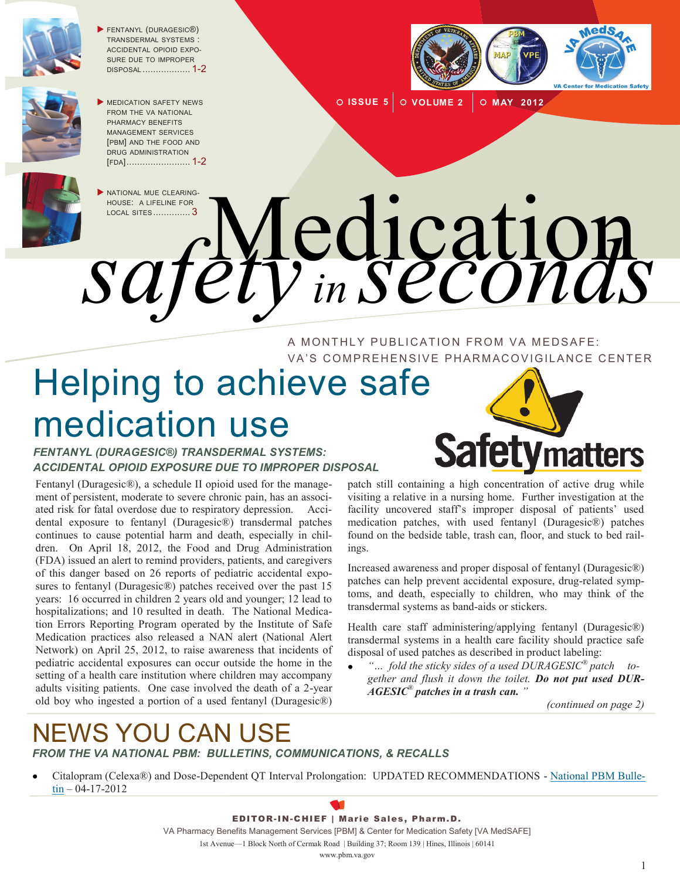- FENTANYL (DURAGESIC®) TRANSDERMAL SYSTEMS: ACCIDENTAL OPIOID EXPOSURE DUE TO IMPROPER DISPOSAL .................. 1-2
- MEDICATION SAFETY NEWS FROM THE VA NATIONAL PHARMACY BENEFITS MANAGEMENT SERVICES [PBM] AND THE FOOD AND DRUG ADMINISTRATION [FDA]........................ 1-2
- NATIONAL MUE CLEARINGHOUSE: A LIFELINE FOR LOCAL SITES.............. 3

ISSUE 5 | VOLUME 2 | MAY 2012

# Medication *safety in seconds*

A MONTHLY PUBLICATION FROM VA MEDSAFE: VA'S COMPREHENSIVE PHARMACOVIGILANCE CENTER

## Helping to achieve safe medication use

Safetymatters

### *FENTANYL (DURAGESIC®) TRANSDERMAL SYSTEMS: ACCIDENTAL OPIOID EXPOSURE DUE TO IMPROPER DISPOSAL*

Fentanyl (Duragesic®), a schedule II opioid used for the management of persistent, moderate to severe chronic pain, has an associated risk for fatal overdose due to respiratory depression. Accidental exposure to fentanyl (Duragesic®) transdermal patches continues to cause potential harm and death, especially in children. On April 18, 2012, the Food and Drug Administration (FDA) issued an alert to remind providers, patients, and caregivers of this danger based on 26 reports of pediatric accidental exposures to fentanyl (Duragesic®) patches received over the past 15 years: 16 occurred in children 2 years old and younger; 12 lead to hospitalizations; and 10 resulted in death. The National Medication Errors Reporting Program operated by the Institute of Safe Medication practices also released a NAN alert (National Alert Network) on April 25, 2012, to raise awareness that incidents of pediatric accidental exposures can occur outside the home in the setting of a health care institution where children may accompany adults visiting patients. One case involved the death of a 2-year old boy who ingested a portion of a used fentanyl (Duragesic®) patch still containing a high concentration of active drug while visiting a relative in a nursing home. Further investigation at the facility uncovered staff's improper disposal of patients' used medication patches, with used fentanyl (Duragesic®) patches found on the bedside table, trash can, floor, and stuck to bed railings.

Increased awareness and proper disposal of fentanyl (Duragesic®) patches can help prevent accidental exposure, drug-related symptoms, and death, especially to children, who may think of the transdermal systems as band-aids or stickers.

Health care staff administering/applying fentanyl (Duragesic®) transdermal systems in a health care facility should practice safe disposal of used patches as described in product labeling:

- *"... fold the sticky sides of a used DURAGESIC® patch together and flush it down the toilet.* ***Do not put used DURAGESIC® patches in a trash can.*** *"*

*(continued on page 2)*

## NEWS YOU CAN USE

### *FROM THE VA NATIONAL PBM: BULLETINS, COMMUNICATIONS, & RECALLS*

- Citalopram (Celexa®) and Dose-Dependent QT Interval Prolongation: UPDATED RECOMMENDATIONS - National PBM Bulletin – 04-17-2012

**EDITOR-IN-CHIEF | Marie Sales, Pharm.D.**

VA Pharmacy Benefits Management Services [PBM] & Center for Medication Safety [VA MedSAFE]

1st Avenue—1 Block North of Cermak Road | Building 37; Room 139 | Hines, Illinois | 60141

www.pbm.va.gov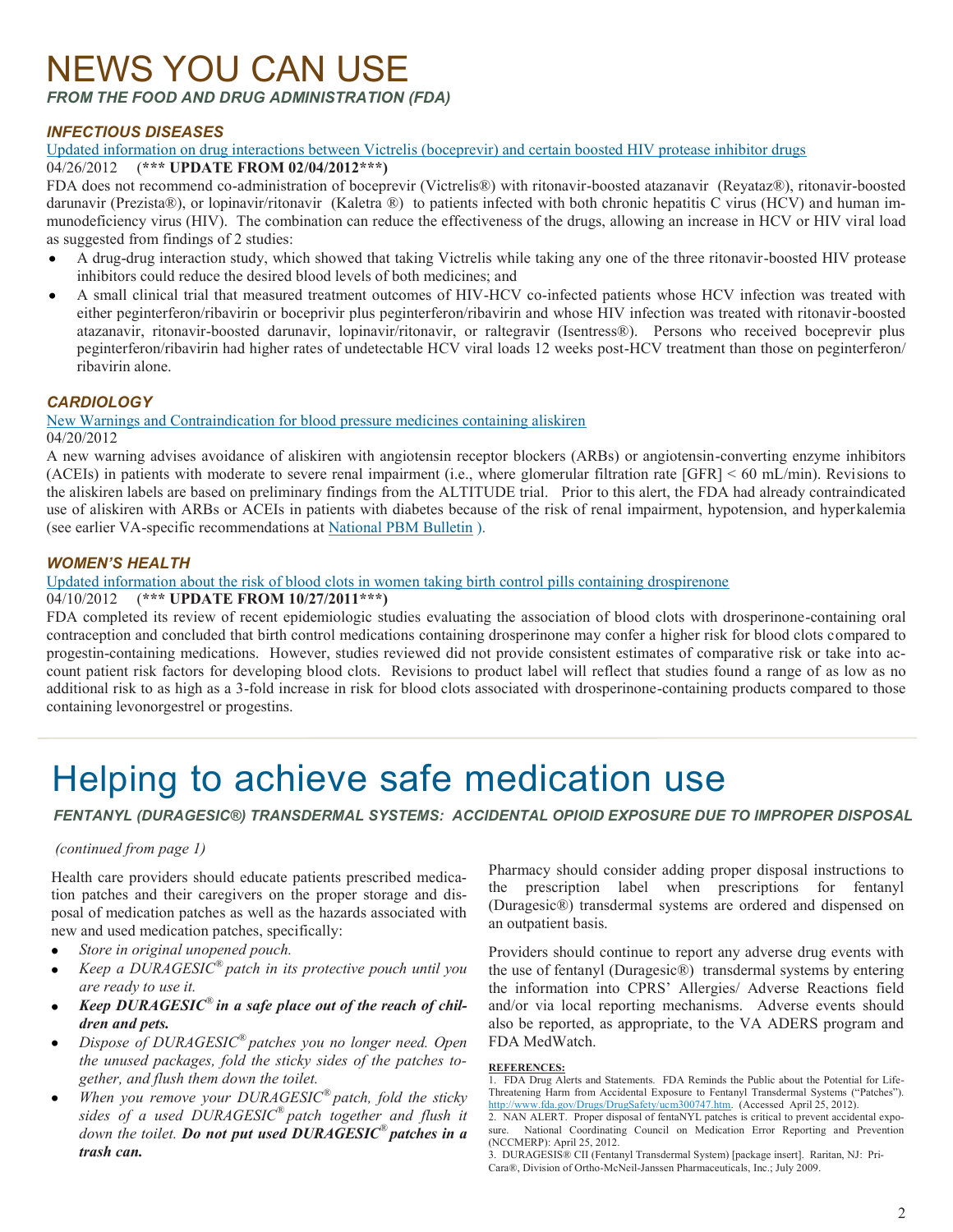# NEWS YOU CAN USE

***FROM THE FOOD AND DRUG ADMINISTRATION (FDA)***

### *INFECTIOUS DISEASES*

Updated information on drug interactions between Victrelis (boceprevir) and certain boosted HIV protease inhibitor drugs

04/26/2012 (**\*\*\* UPDATE FROM 02/04/2012\*\*\***)

FDA does not recommend co-administration of boceprevir (Victrelis®) with ritonavir-boosted atazanavir (Reyataz®), ritonavir-boosted darunavir (Prezista®), or lopinavir/ritonavir (Kaletra ®) to patients infected with both chronic hepatitis C virus (HCV) and human immunodeficiency virus (HIV). The combination can reduce the effectiveness of the drugs, allowing an increase in HCV or HIV viral load as suggested from findings of 2 studies:

- A drug-drug interaction study, which showed that taking Victrelis while taking any one of the three ritonavir-boosted HIV protease inhibitors could reduce the desired blood levels of both medicines; and
- A small clinical trial that measured treatment outcomes of HIV-HCV co-infected patients whose HCV infection was treated with either peginterferon/ribavirin or boceprivir plus peginterferon/ribavirin and whose HIV infection was treated with ritonavir-boosted atazanavir, ritonavir-boosted darunavir, lopinavir/ritonavir, or raltegravir (Isentress®). Persons who received boceprevir plus peginterferon/ribavirin had higher rates of undetectable HCV viral loads 12 weeks post-HCV treatment than those on peginterferon/ ribavirin alone.

### *CARDIOLOGY*

New Warnings and Contraindication for blood pressure medicines containing aliskiren

04/20/2012

A new warning advises avoidance of aliskiren with angiotensin receptor blockers (ARBs) or angiotensin-converting enzyme inhibitors (ACEIs) in patients with moderate to severe renal impairment (i.e., where glomerular filtration rate [GFR] < 60 mL/min). Revisions to the aliskiren labels are based on preliminary findings from the ALTITUDE trial. Prior to this alert, the FDA had already contraindicated use of aliskiren with ARBs or ACEIs in patients with diabetes because of the risk of renal impairment, hypotension, and hyperkalemia (see earlier VA-specific recommendations at National PBM Bulletin ).

### *WOMEN'S HEALTH*

Updated information about the risk of blood clots in women taking birth control pills containing drospirenone

04/10/2012 (**\*\*\* UPDATE FROM 10/27/2011\*\*\***)

FDA completed its review of recent epidemiologic studies evaluating the association of blood clots with drosperinone-containing oral contraception and concluded that birth control medications containing drosperinone may confer a higher risk for blood clots compared to progestin-containing medications. However, studies reviewed did not provide consistent estimates of comparative risk or take into account patient risk factors for developing blood clots. Revisions to product label will reflect that studies found a range of as low as no additional risk to as high as a 3-fold increase in risk for blood clots associated with drosperinone-containing products compared to those containing levonorgestrel or progestins.

# Helping to achieve safe medication use

***FENTANYL (DURAGESIC®) TRANSDERMAL SYSTEMS: ACCIDENTAL OPIOID EXPOSURE DUE TO IMPROPER DISPOSAL***

*(continued from page 1)*

Health care providers should educate patients prescribed medication patches and their caregivers on the proper storage and disposal of medication patches as well as the hazards associated with new and used medication patches, specifically:

- *Store in original unopened pouch.*
- *Keep a DURAGESIC® patch in its protective pouch until you are ready to use it.*
- ***Keep DURAGESIC® in a safe place out of the reach of children and pets.***
- *Dispose of DURAGESIC® patches you no longer need. Open the unused packages, fold the sticky sides of the patches together, and flush them down the toilet.*
- *When you remove your DURAGESIC® patch, fold the sticky sides of a used DURAGESIC® patch together and flush it down the toilet.* ***Do not put used DURAGESIC® patches in a trash can.***

Pharmacy should consider adding proper disposal instructions to the prescription label when prescriptions for fentanyl (Duragesic®) transdermal systems are ordered and dispensed on an outpatient basis.

Providers should continue to report any adverse drug events with the use of fentanyl (Duragesic®) transdermal systems by entering the information into CPRS' Allergies/ Adverse Reactions field and/or via local reporting mechanisms. Adverse events should also be reported, as appropriate, to the VA ADERS program and FDA MedWatch.

**REFERENCES:**

1. FDA Drug Alerts and Statements. FDA Reminds the Public about the Potential for Life-Threatening Harm from Accidental Exposure to Fentanyl Transdermal Systems ("Patches"). http://www.fda.gov/Drugs/DrugSafety/ucm300747.htm. (Accessed April 25, 2012).
2. NAN ALERT. Proper disposal of fentaNYL patches is critical to prevent accidental exposure. National Coordinating Council on Medication Error Reporting and Prevention (NCCMERP): April 25, 2012.
3. DURAGESIS® CII (Fentanyl Transdermal System) [package insert]. Raritan, NJ: PriCara®, Division of Ortho-McNeil-Janssen Pharmaceuticals, Inc.; July 2009.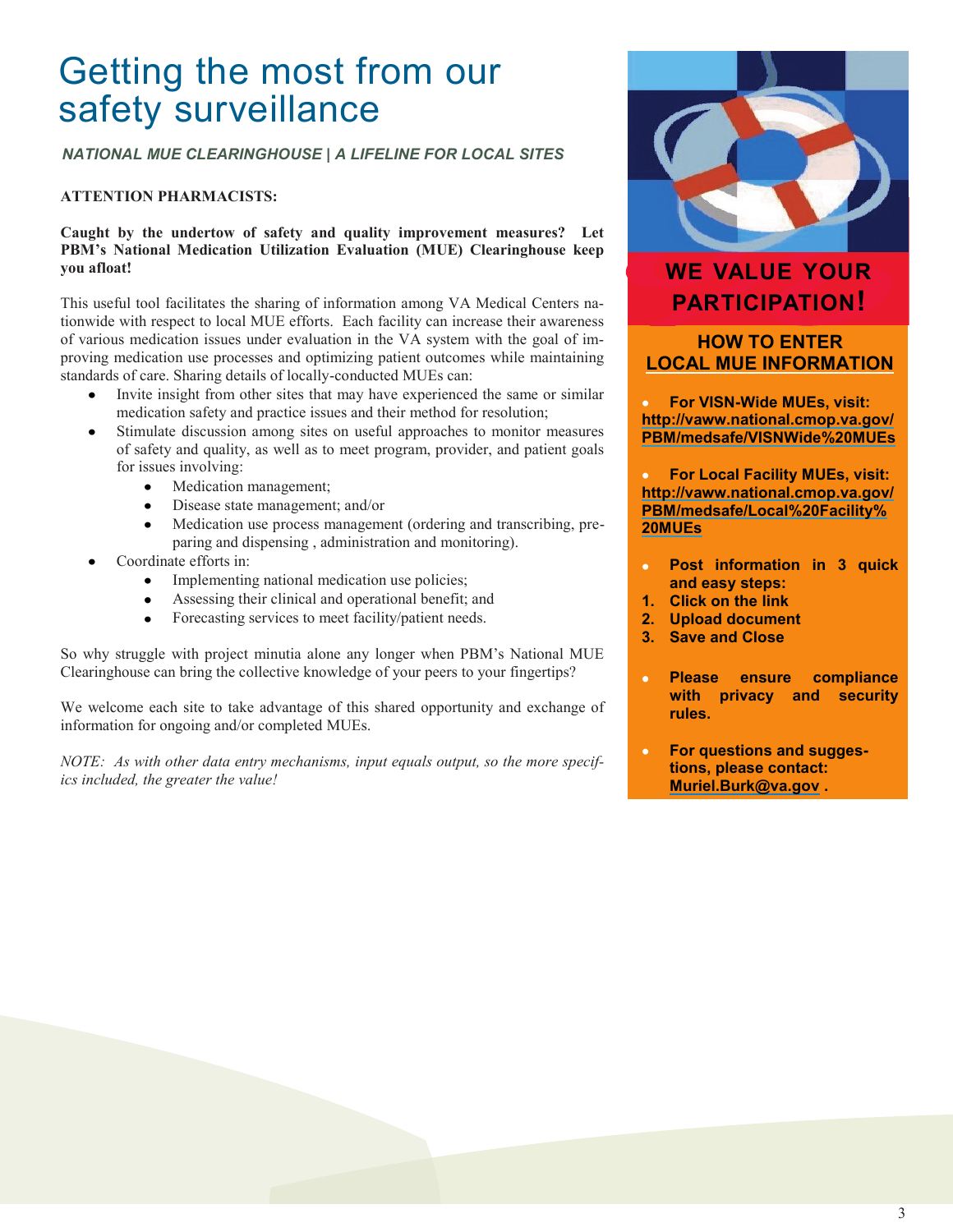# Getting the most from our safety surveillance

***NATIONAL MUE CLEARINGHOUSE | A LIFELINE FOR LOCAL SITES***

**ATTENTION PHARMACISTS:**

**Caught by the undertow of safety and quality improvement measures? Let PBM's National Medication Utilization Evaluation (MUE) Clearinghouse keep you afloat!**

This useful tool facilitates the sharing of information among VA Medical Centers nationwide with respect to local MUE efforts. Each facility can increase their awareness of various medication issues under evaluation in the VA system with the goal of improving medication use processes and optimizing patient outcomes while maintaining standards of care. Sharing details of locally-conducted MUEs can:

- Invite insight from other sites that may have experienced the same or similar medication safety and practice issues and their method for resolution;
- Stimulate discussion among sites on useful approaches to monitor measures of safety and quality, as well as to meet program, provider, and patient goals for issues involving:
  - Medication management;
  - Disease state management; and/or
  - Medication use process management (ordering and transcribing, preparing and dispensing , administration and monitoring).
- Coordinate efforts in:
  - Implementing national medication use policies;
  - Assessing their clinical and operational benefit; and
  - Forecasting services to meet facility/patient needs.

So why struggle with project minutia alone any longer when PBM's National MUE Clearinghouse can bring the collective knowledge of your peers to your fingertips?

We welcome each site to take advantage of this shared opportunity and exchange of information for ongoing and/or completed MUEs.

*NOTE: As with other data entry mechanisms, input equals output, so the more specifics included, the greater the value!*

## WE VALUE YOUR PARTICIPATION!

### HOW TO ENTER LOCAL MUE INFORMATION

- **For VISN-Wide MUEs, visit: http://vaww.national.cmop.va.gov/PBM/medsafe/VISNWide%20MUEs**
- **For Local Facility MUEs, visit: http://vaww.national.cmop.va.gov/PBM/medsafe/Local%20Facility%20MUEs**
- **Post information in 3 quick and easy steps:**
  1. **Click on the link**
  2. **Upload document**
  3. **Save and Close**
- **Please ensure compliance with privacy and security rules.**
- **For questions and suggestions, please contact: Muriel.Burk@va.gov .**